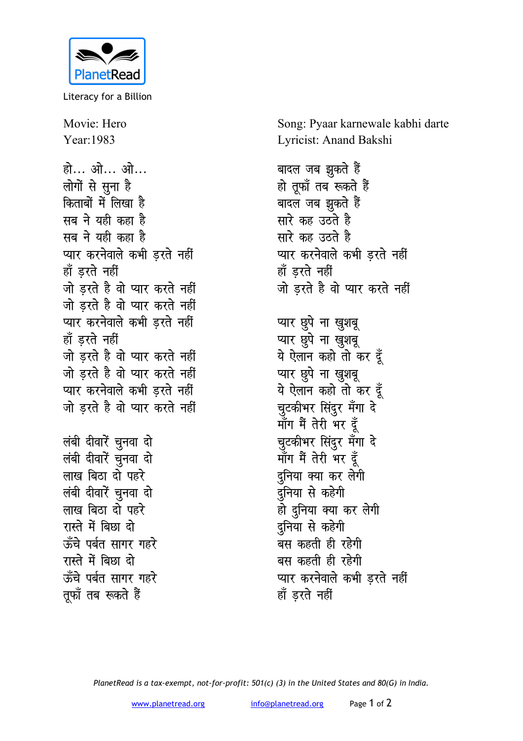PlanetRead

Literacy for a Billion

Movie: Hero
Year:1983

Song: Pyaar karnewale kabhi darte
Lyricist: Anand Bakshi

हो... ओ... ओ...
लोगों से सुना है
किताबों में लिखा है
सब ने यही कहा है
सब ने यही कहा है
प्यार करनेवाले कभी ड़रते नहीं
हाँ ड़रते नहीं
जो ड़रते है वो प्यार करते नहीं
जो ड़रते है वो प्यार करते नहीं
प्यार करनेवाले कभी ड़रते नहीं
हाँ ड़रते नहीं
जो ड़रते है वो प्यार करते नहीं
जो ड़रते है वो प्यार करते नहीं
प्यार करनेवाले कभी ड़रते नहीं
जो ड़रते है वो प्यार करते नहीं

लंबी दीवारें चुनवा दो
लंबी दीवारें चुनवा दो
लाख बिठा दो पहरे
लंबी दीवारें चुनवा दो
लाख बिठा दो पहरे
रास्ते में बिछा दो
ऊँचे पर्बत सागर गहरे
रास्ते में बिछा दो
ऊँचे पर्बत सागर गहरे
तूफाँ तब रूकते हैं

बादल जब झुकते हैं
हो तूफाँ तब रूकते हैं
बादल जब झुकते हैं
सारे कह उठते है
सारे कह उठते है
प्यार करनेवाले कभी ड़रते नहीं
हाँ ड़रते नहीं
जो ड़रते है वो प्यार करते नहीं

प्यार छुपे ना खुशबू
प्यार छुपे ना खुशबू
ये ऐलान कहो तो कर दूँ
प्यार छुपे ना खुशबू
ये ऐलान कहो तो कर दूँ
चुटकीभर सिंदुर मँगा दे
माँग मैं तेरी भर दूँ
चुटकीभर सिंदुर मँगा दे
माँग मैं तेरी भर दूँ
दुनिया क्या कर लेगी
दुनिया से कहेगी
हो दुनिया क्या कर लेगी
दुनिया से कहेगी
बस कहती ही रहेगी
बस कहती ही रहेगी
प्यार करनेवाले कभी ड़रते नहीं
हाँ ड़रते नहीं

*PlanetRead is a tax-exempt, not-for-profit: 501(c) (3) in the United States and 80(G) in India.*

www.planetread.org info@planetread.org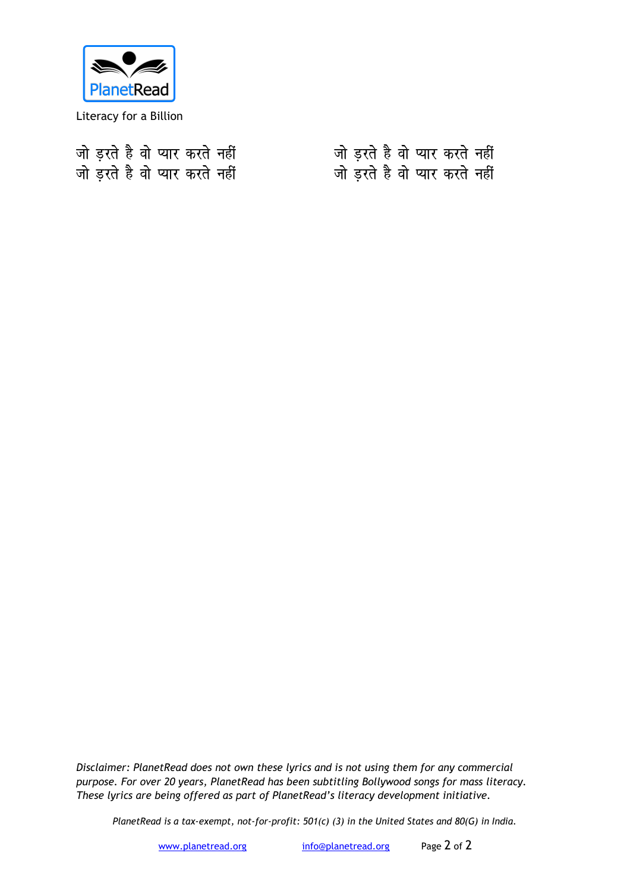जो ड़रते है वो प्यार करते नहीं
जो ड़रते है वो प्यार करते नहीं

जो ड़रते है वो प्यार करते नहीं
जो ड़रते है वो प्यार करते नहीं